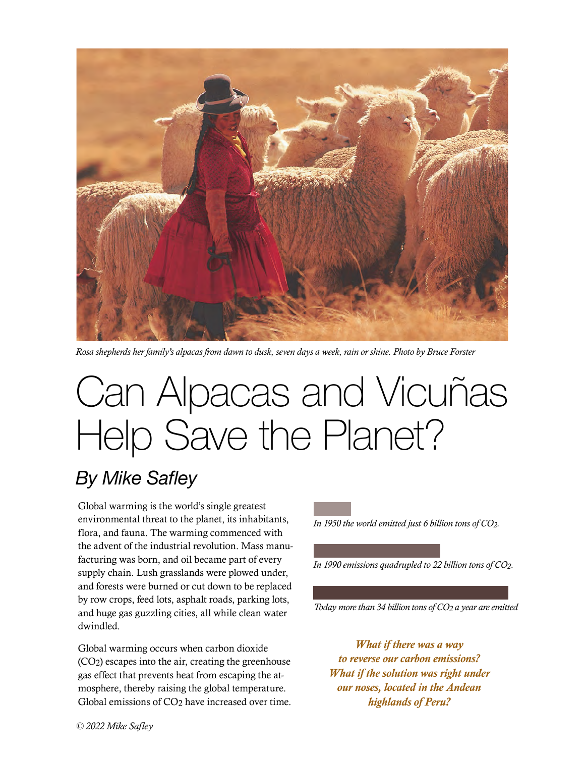Rosa shepherds her family's alpacas from dawn to dusk, seven days a week, rain or shine. Photo by Bruce Forster

# Can Alpacas and Vicuñas Help Save the Planet?

## By Mike Safley

Global warming is the world's single greatest environmental threat to the planet, its inhabitants, flora, and fauna. The warming commenced with the advent of the industrial revolution. Mass manufacturing was born, and oil became part of every supply chain. Lush grasslands were plowed under, and forests were burned or cut down to be replaced by row crops, feed lots, asphalt roads, parking lots, and huge gas guzzling cities, all while clean water dwindled.

Global warming occurs when carbon dioxide ($CO_2$) escapes into the air, creating the greenhouse gas effect that prevents heat from escaping the atmosphere, thereby raising the global temperature. Global emissions of $CO_2$ have increased over time.

*In 1950 the world emitted just 6 billion tons of $CO_2$.*

*In 1990 emissions quadrupled to 22 billion tons of $CO_2$.*

*Today more than 34 billion tons of $CO_2$ a year are emitted*

***What if there was a way to reverse our carbon emissions? What if the solution was right under our noses, located in the Andean highlands of Peru?***

© 2022 Mike Safley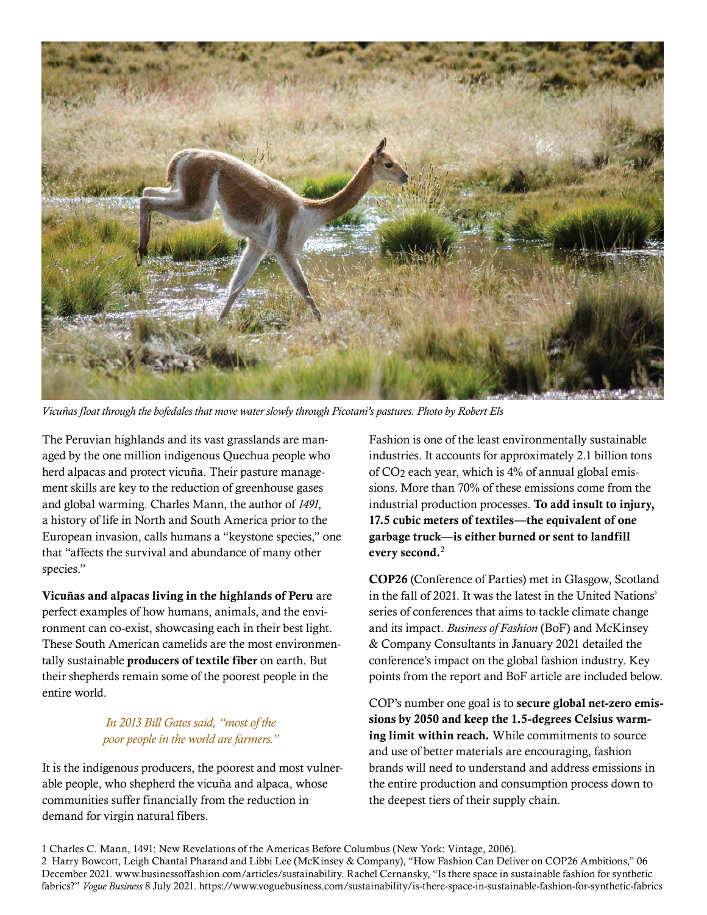*Vicuñas float through the bofedales that move water slowly through Picotani's pastures. Photo by Robert Els*

The Peruvian highlands and its vast grasslands are managed by the one million indigenous Quechua people who herd alpacas and protect vicuña. Their pasture management skills are key to the reduction of greenhouse gases and global warming. Charles Mann, the author of *1491*, a history of life in North and South America prior to the European invasion, calls humans a "keystone species," one that "affects the survival and abundance of many other species."

**Vicuñas and alpacas living in the highlands of Peru** are perfect examples of how humans, animals, and the environment can co-exist, showcasing each in their best light. These South American camelids are the most environmentally sustainable **producers of textile fiber** on earth. But their shepherds remain some of the poorest people in the entire world.

*In 2013 Bill Gates said, "most of the poor people in the world are farmers."*

It is the indigenous producers, the poorest and most vulnerable people, who shepherd the vicuña and alpaca, whose communities suffer financially from the reduction in demand for virgin natural fibers.

Fashion is one of the least environmentally sustainable industries. It accounts for approximately 2.1 billion tons of $CO_2$ each year, which is 4% of annual global emissions. More than 70% of these emissions come from the industrial production processes. **To add insult to injury, 17.5 cubic meters of textiles—the equivalent of one garbage truck—is either burned or sent to landfill every second.**[2]

**COP26** (Conference of Parties) met in Glasgow, Scotland in the fall of 2021. It was the latest in the United Nations' series of conferences that aims to tackle climate change and its impact. *Business of Fashion* (BoF) and McKinsey & Company Consultants in January 2021 detailed the conference's impact on the global fashion industry. Key points from the report and BoF article are included below.

COP's number one goal is to **secure global net-zero emissions by 2050 and keep the 1.5-degrees Celsius warming limit within reach.** While commitments to source and use of better materials are encouraging, fashion brands will need to understand and address emissions in the entire production and consumption process down to the deepest tiers of their supply chain.

1 Charles C. Mann, 1491: New Revelations of the Americas Before Columbus (New York: Vintage, 2006).

2 Harry Bowcott, Leigh Chantal Pharand and Libbi Lee (McKinsey & Company), "How Fashion Can Deliver on COP26 Ambitions," 06 December 2021. www.businessoffashion.com/articles/sustainability. Rachel Cernansky, "Is there space in sustainable fashion for synthetic fabrics?" *Vogue Business* 8 July 2021. https://www.voguebusiness.com/sustainability/is-there-space-in-sustainable-fashion-for-synthetic-fabrics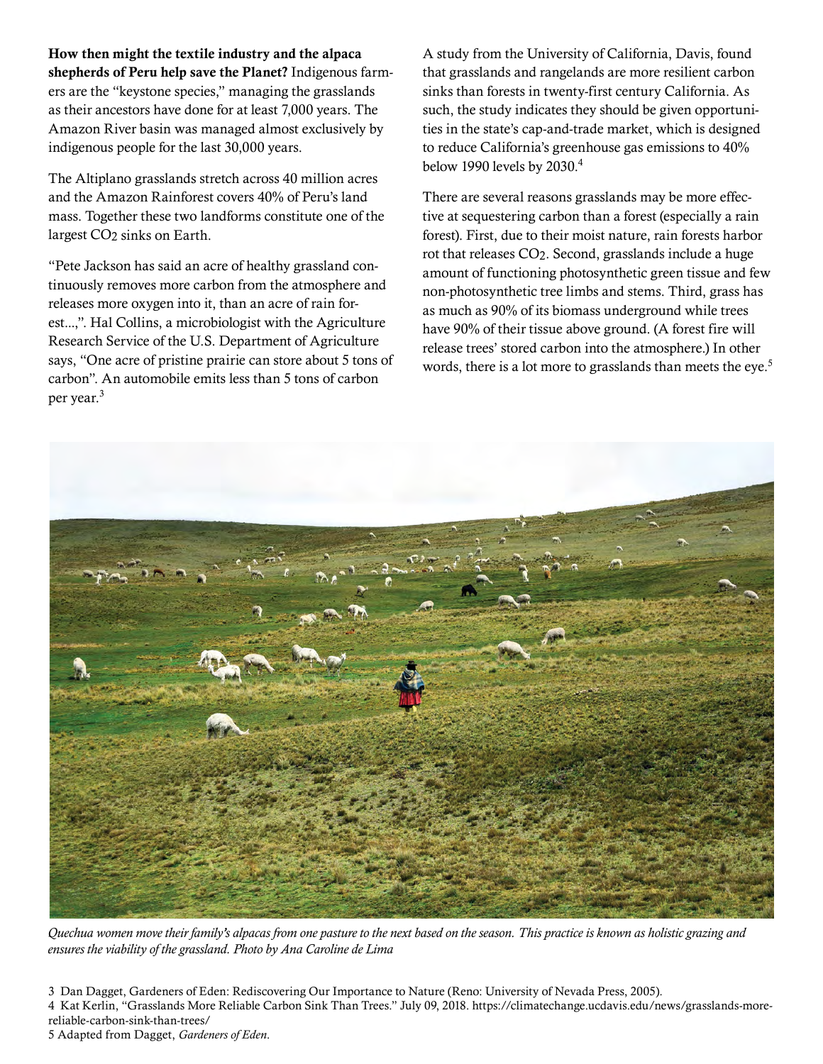**How then might the textile industry and the alpaca shepherds of Peru help save the Planet?** Indigenous farmers are the "keystone species," managing the grasslands as their ancestors have done for at least 7,000 years. The Amazon River basin was managed almost exclusively by indigenous people for the last 30,000 years.

The Altiplano grasslands stretch across 40 million acres and the Amazon Rainforest covers 40% of Peru's land mass. Together these two landforms constitute one of the largest $CO_2$ sinks on Earth.

"Pete Jackson has said an acre of healthy grassland continuously removes more carbon from the atmosphere and releases more oxygen into it, than an acre of rain forest...,". Hal Collins, a microbiologist with the Agriculture Research Service of the U.S. Department of Agriculture says, "One acre of pristine prairie can store about 5 tons of carbon". An automobile emits less than 5 tons of carbon per year.[3]

A study from the University of California, Davis, found that grasslands and rangelands are more resilient carbon sinks than forests in twenty-first century California. As such, the study indicates they should be given opportunities in the state's cap-and-trade market, which is designed to reduce California's greenhouse gas emissions to 40% below 1990 levels by 2030.[4]

There are several reasons grasslands may be more effective at sequestering carbon than a forest (especially a rain forest). First, due to their moist nature, rain forests harbor rot that releases $CO_2$. Second, grasslands include a huge amount of functioning photosynthetic green tissue and few non-photosynthetic tree limbs and stems. Third, grass has as much as 90% of its biomass underground while trees have 90% of their tissue above ground. (A forest fire will release trees' stored carbon into the atmosphere.) In other words, there is a lot more to grasslands than meets the eye.[5]

*Quechua women move their family's alpacas from one pasture to the next based on the season. This practice is known as holistic grazing and ensures the viability of the grassland. Photo by Ana Caroline de Lima*

3 Dan Dagget, Gardeners of Eden: Rediscovering Our Importance to Nature (Reno: University of Nevada Press, 2005).

4 Kat Kerlin, "Grasslands More Reliable Carbon Sink Than Trees." July 09, 2018. https://climatechange.ucdavis.edu/news/grasslands-more-reliable-carbon-sink-than-trees/

5 Adapted from Dagget, *Gardeners of Eden*.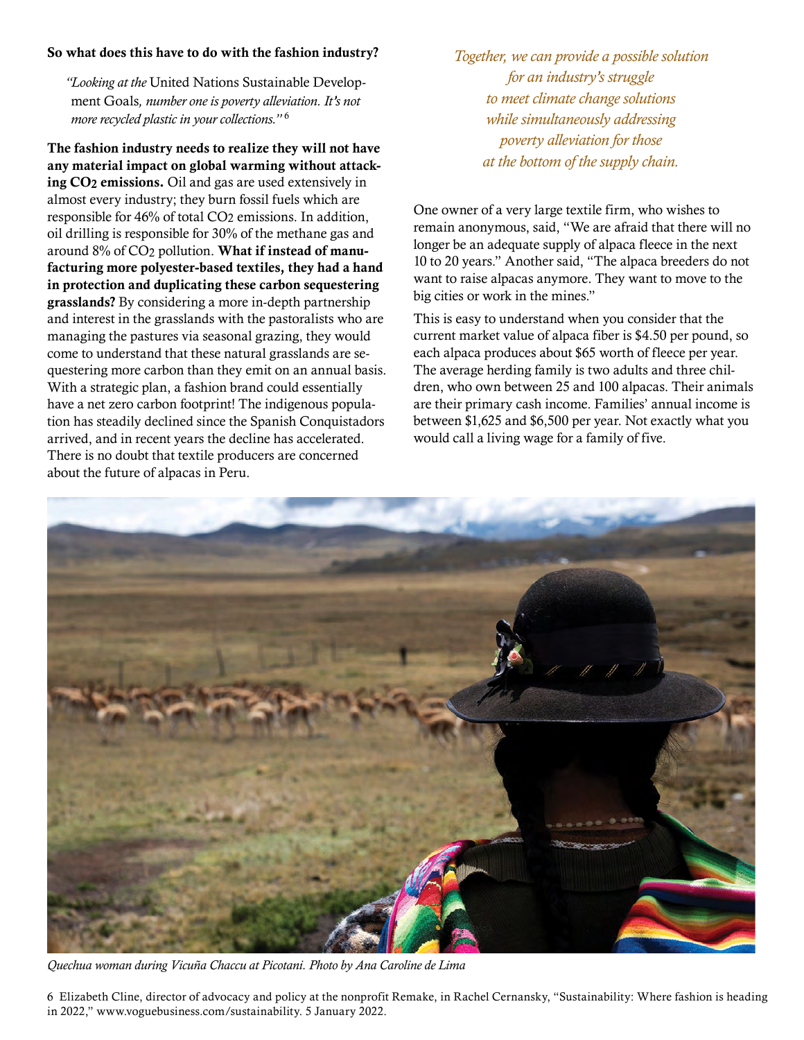**So what does this have to do with the fashion industry?**

> *"Looking at the* United Nations Sustainable Development Goals*, number one is poverty alleviation. It's not more recycled plastic in your collections."* [6]

**The fashion industry needs to realize they will not have any material impact on global warming without attacking $CO_2$ emissions.** Oil and gas are used extensively in almost every industry; they burn fossil fuels which are responsible for 46% of total $CO_2$ emissions. In addition, oil drilling is responsible for 30% of the methane gas and around 8% of $CO_2$ pollution. **What if instead of manufacturing more polyester-based textiles, they had a hand in protection and duplicating these carbon sequestering grasslands?** By considering a more in-depth partnership and interest in the grasslands with the pastoralists who are managing the pastures via seasonal grazing, they would come to understand that these natural grasslands are sequestering more carbon than they emit on an annual basis. With a strategic plan, a fashion brand could essentially have a net zero carbon footprint! The indigenous population has steadily declined since the Spanish Conquistadors arrived, and in recent years the decline has accelerated. There is no doubt that textile producers are concerned about the future of alpacas in Peru.

*Together, we can provide a possible solution for an industry's struggle to meet climate change solutions while simultaneously addressing poverty alleviation for those at the bottom of the supply chain.*

One owner of a very large textile firm, who wishes to remain anonymous, said, "We are afraid that there will no longer be an adequate supply of alpaca fleece in the next 10 to 20 years." Another said, "The alpaca breeders do not want to raise alpacas anymore. They want to move to the big cities or work in the mines."

This is easy to understand when you consider that the current market value of alpaca fiber is $4.50 per pound, so each alpaca produces about $65 worth of fleece per year. The average herding family is two adults and three children, who own between 25 and 100 alpacas. Their animals are their primary cash income. Families' annual income is between $1,625 and $6,500 per year. Not exactly what you would call a living wage for a family of five.

*Quechua woman during Vicuña Chaccu at Picotani. Photo by Ana Caroline de Lima*

6 Elizabeth Cline, director of advocacy and policy at the nonprofit Remake, in Rachel Cernansky, "Sustainability: Where fashion is heading in 2022," www.voguebusiness.com/sustainability. 5 January 2022.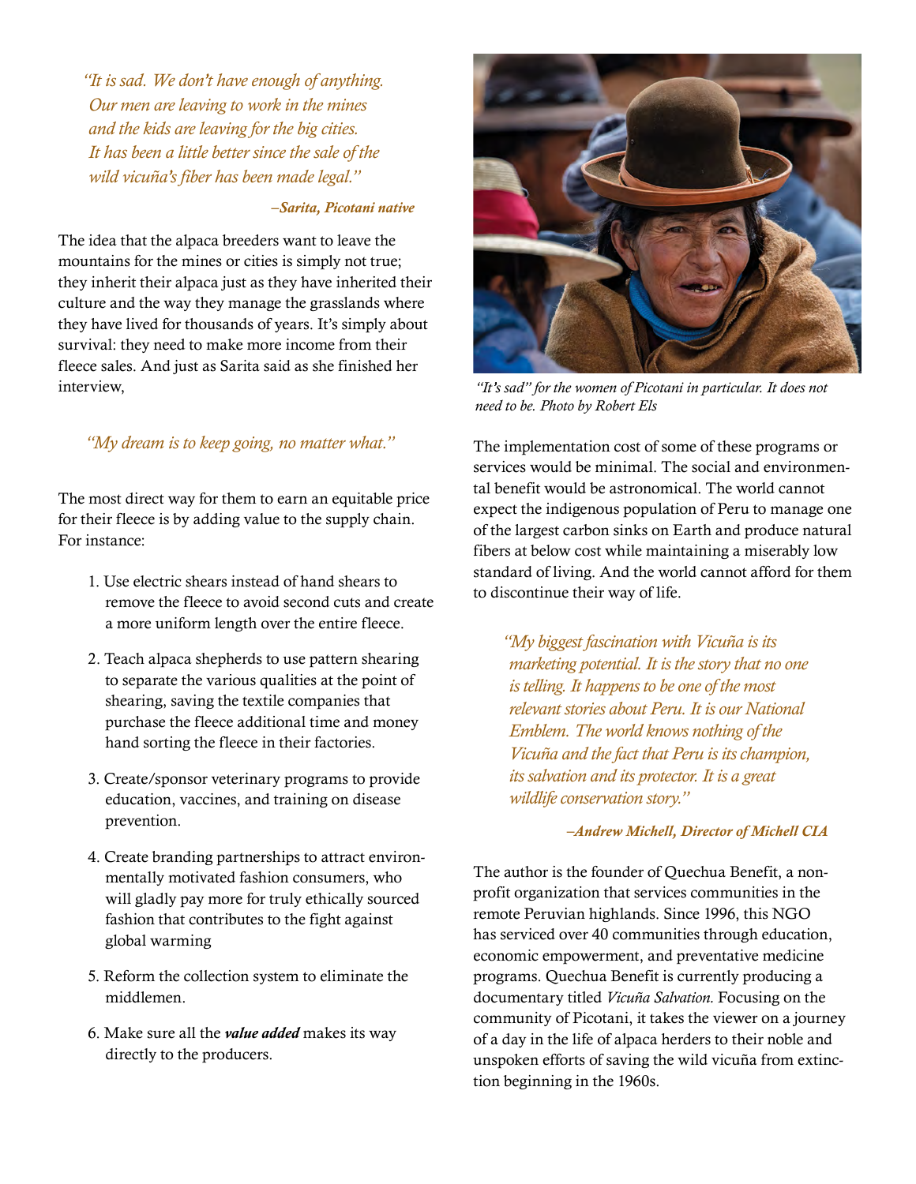*"It is sad. We don't have enough of anything. Our men are leaving to work in the mines and the kids are leaving for the big cities. It has been a little better since the sale of the wild vicuña's fiber has been made legal."*

***–Sarita, Picotani native***

The idea that the alpaca breeders want to leave the mountains for the mines or cities is simply not true; they inherit their alpaca just as they have inherited their culture and the way they manage the grasslands where they have lived for thousands of years. It's simply about survival: they need to make more income from their fleece sales. And just as Sarita said as she finished her interview,

*"My dream is to keep going, no matter what."*

The most direct way for them to earn an equitable price for their fleece is by adding value to the supply chain. For instance:

1. Use electric shears instead of hand shears to remove the fleece to avoid second cuts and create a more uniform length over the entire fleece.
2. Teach alpaca shepherds to use pattern shearing to separate the various qualities at the point of shearing, saving the textile companies that purchase the fleece additional time and money hand sorting the fleece in their factories.
3. Create/sponsor veterinary programs to provide education, vaccines, and training on disease prevention.
4. Create branding partnerships to attract environmentally motivated fashion consumers, who will gladly pay more for truly ethically sourced fashion that contributes to the fight against global warming
5. Reform the collection system to eliminate the middlemen.
6. Make sure all the ***value added*** makes its way directly to the producers.

*"It's sad" for the women of Picotani in particular. It does not need to be. Photo by Robert Els*

The implementation cost of some of these programs or services would be minimal. The social and environmental benefit would be astronomical. The world cannot expect the indigenous population of Peru to manage one of the largest carbon sinks on Earth and produce natural fibers at below cost while maintaining a miserably low standard of living. And the world cannot afford for them to discontinue their way of life.

*"My biggest fascination with Vicuña is its marketing potential. It is the story that no one is telling. It happens to be one of the most relevant stories about Peru. It is our National Emblem. The world knows nothing of the Vicuña and the fact that Peru is its champion, its salvation and its protector. It is a great wildlife conservation story."*

***–Andrew Michell, Director of Michell CIA***

The author is the founder of Quechua Benefit, a non-profit organization that services communities in the remote Peruvian highlands. Since 1996, this NGO has serviced over 40 communities through education, economic empowerment, and preventative medicine programs. Quechua Benefit is currently producing a documentary titled *Vicuña Salvation.* Focusing on the community of Picotani, it takes the viewer on a journey of a day in the life of alpaca herders to their noble and unspoken efforts of saving the wild vicuña from extinction beginning in the 1960s.